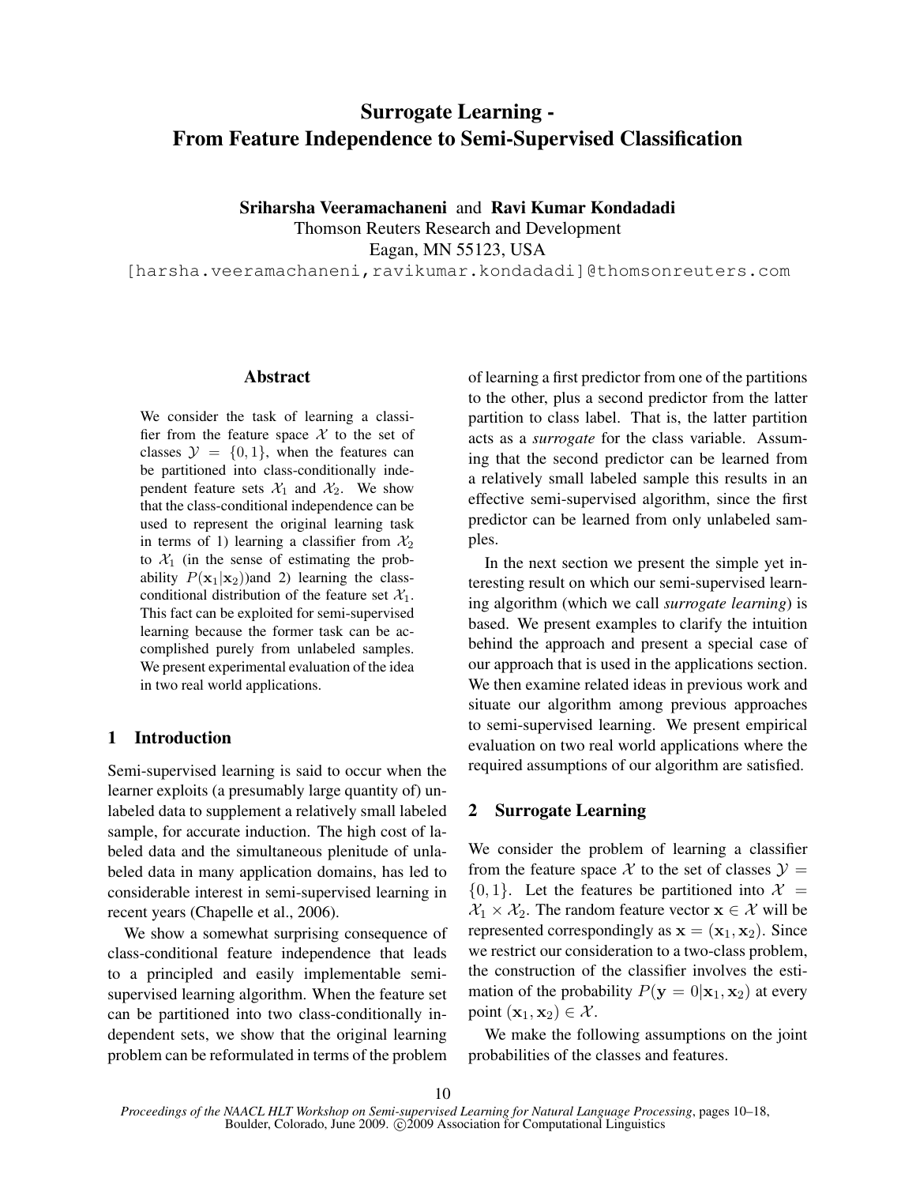# Surrogate Learning - From Feature Independence to Semi-Supervised Classification

**Sriharsha Veeramachaneni** and **Ravi Kumar Kondadadi**

Thomson Reuters Research and Development

Eagan, MN 55123, USA

[harsha.veeramachaneni,ravikumar.kondadadi]@thomsonreuters.com

## Abstract

We consider the task of learning a classifier from the feature space $\mathcal{X}$ to the set of classes $\mathcal{Y} = \{0, 1\}$, when the features can be partitioned into class-conditionally independent feature sets $\mathcal{X}_1$ and $\mathcal{X}_2$. We show that the class-conditional independence can be used to represent the original learning task in terms of 1) learning a classifier from $\mathcal{X}_2$ to $\mathcal{X}_1$ (in the sense of estimating the probability $P(\mathbf{x}_1|\mathbf{x}_2)$)and 2) learning the class-conditional distribution of the feature set $\mathcal{X}_1$. This fact can be exploited for semi-supervised learning because the former task can be accomplished purely from unlabeled samples. We present experimental evaluation of the idea in two real world applications.

## 1 Introduction

Semi-supervised learning is said to occur when the learner exploits (a presumably large quantity of) unlabeled data to supplement a relatively small labeled sample, for accurate induction. The high cost of labeled data and the simultaneous plenitude of unlabeled data in many application domains, has led to considerable interest in semi-supervised learning in recent years (Chapelle et al., 2006).

We show a somewhat surprising consequence of class-conditional feature independence that leads to a principled and easily implementable semi-supervised learning algorithm. When the feature set can be partitioned into two class-conditionally independent sets, we show that the original learning problem can be reformulated in terms of the problem of learning a first predictor from one of the partitions to the other, plus a second predictor from the latter partition to class label. That is, the latter partition acts as a *surrogate* for the class variable. Assuming that the second predictor can be learned from a relatively small labeled sample this results in an effective semi-supervised algorithm, since the first predictor can be learned from only unlabeled samples.

In the next section we present the simple yet interesting result on which our semi-supervised learning algorithm (which we call *surrogate learning*) is based. We present examples to clarify the intuition behind the approach and present a special case of our approach that is used in the applications section. We then examine related ideas in previous work and situate our algorithm among previous approaches to semi-supervised learning. We present empirical evaluation on two real world applications where the required assumptions of our algorithm are satisfied.

## 2 Surrogate Learning

We consider the problem of learning a classifier from the feature space $\mathcal{X}$ to the set of classes $\mathcal{Y} = \{0, 1\}$. Let the features be partitioned into $\mathcal{X} = \mathcal{X}_1 \times \mathcal{X}_2$. The random feature vector $\mathbf{x} \in \mathcal{X}$ will be represented correspondingly as $\mathbf{x} = (\mathbf{x}_1, \mathbf{x}_2)$. Since we restrict our consideration to a two-class problem, the construction of the classifier involves the estimation of the probability $P(\mathbf{y} = 0|\mathbf{x}_1, \mathbf{x}_2)$ at every point $(\mathbf{x}_1, \mathbf{x}_2) \in \mathcal{X}$.

We make the following assumptions on the joint probabilities of the classes and features.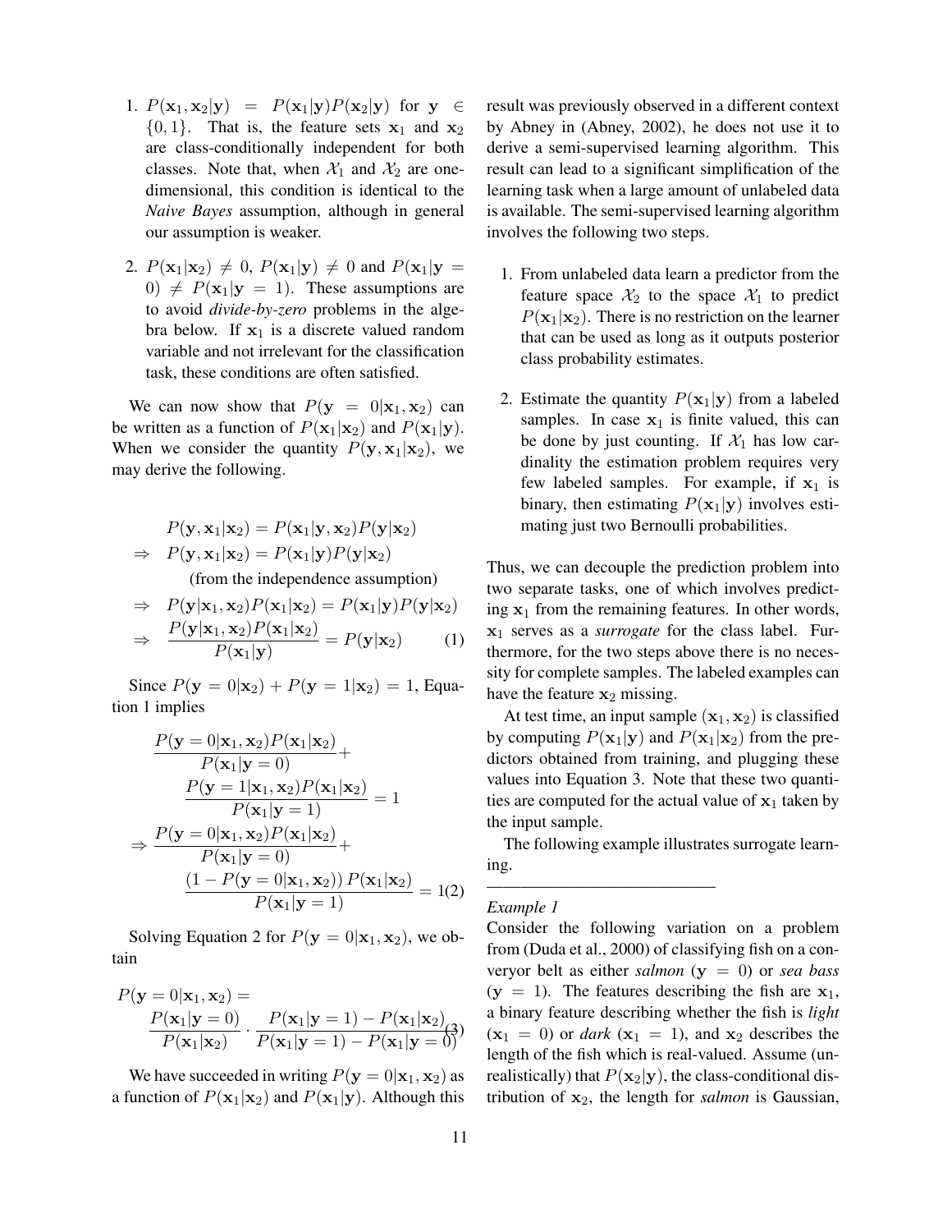1. $P(\mathbf{x}_1, \mathbf{x}_2|\mathbf{y}) = P(\mathbf{x}_1|\mathbf{y})P(\mathbf{x}_2|\mathbf{y})$ for $\mathbf{y} \in \{0,1\}$. That is, the feature sets $\mathbf{x}_1$ and $\mathbf{x}_2$ are class-conditionally independent for both classes. Note that, when $\mathcal{X}_1$ and $\mathcal{X}_2$ are one-dimensional, this condition is identical to the *Naive Bayes* assumption, although in general our assumption is weaker.

2. $P(\mathbf{x}_1|\mathbf{x}_2) \neq 0$, $P(\mathbf{x}_1|\mathbf{y}) \neq 0$ and $P(\mathbf{x}_1|\mathbf{y} = 0) \neq P(\mathbf{x}_1|\mathbf{y} = 1)$. These assumptions are to avoid *divide-by-zero* problems in the algebra below. If $\mathbf{x}_1$ is a discrete valued random variable and not irrelevant for the classification task, these conditions are often satisfied.

We can now show that $P(\mathbf{y} = 0|\mathbf{x}_1, \mathbf{x}_2)$ can be written as a function of $P(\mathbf{x}_1|\mathbf{x}_2)$ and $P(\mathbf{x}_1|\mathbf{y})$. When we consider the quantity $P(\mathbf{y}, \mathbf{x}_1|\mathbf{x}_2)$, we may derive the following.

$$
\begin{aligned}
& P(\mathbf{y}, \mathbf{x}_1|\mathbf{x}_2) = P(\mathbf{x}_1|\mathbf{y}, \mathbf{x}_2)P(\mathbf{y}|\mathbf{x}_2) \\
\Rightarrow\quad & P(\mathbf{y}, \mathbf{x}_1|\mathbf{x}_2) = P(\mathbf{x}_1|\mathbf{y})P(\mathbf{y}|\mathbf{x}_2) \\
& \quad \text{(from the independence assumption)} \\
\Rightarrow\quad & P(\mathbf{y}|\mathbf{x}_1, \mathbf{x}_2)P(\mathbf{x}_1|\mathbf{x}_2) = P(\mathbf{x}_1|\mathbf{y})P(\mathbf{y}|\mathbf{x}_2) \\
\Rightarrow\quad & \frac{P(\mathbf{y}|\mathbf{x}_1, \mathbf{x}_2)P(\mathbf{x}_1|\mathbf{x}_2)}{P(\mathbf{x}_1|\mathbf{y})} = P(\mathbf{y}|\mathbf{x}_2) \qquad (1)
\end{aligned}
$$

Since $P(\mathbf{y} = 0|\mathbf{x}_2) + P(\mathbf{y} = 1|\mathbf{x}_2) = 1$, Equation 1 implies

$$
\begin{aligned}
& \frac{P(\mathbf{y} = 0|\mathbf{x}_1, \mathbf{x}_2)P(\mathbf{x}_1|\mathbf{x}_2)}{P(\mathbf{x}_1|\mathbf{y} = 0)} + \frac{P(\mathbf{y} = 1|\mathbf{x}_1, \mathbf{x}_2)P(\mathbf{x}_1|\mathbf{x}_2)}{P(\mathbf{x}_1|\mathbf{y} = 1)} = 1 \\
\Rightarrow\ & \frac{P(\mathbf{y} = 0|\mathbf{x}_1, \mathbf{x}_2)P(\mathbf{x}_1|\mathbf{x}_2)}{P(\mathbf{x}_1|\mathbf{y} = 0)} + \frac{\left(1 - P(\mathbf{y} = 0|\mathbf{x}_1, \mathbf{x}_2)\right)P(\mathbf{x}_1|\mathbf{x}_2)}{P(\mathbf{x}_1|\mathbf{y} = 1)} = 1 \qquad (2)
\end{aligned}
$$

Solving Equation 2 for $P(\mathbf{y} = 0|\mathbf{x}_1, \mathbf{x}_2)$, we obtain

$$
P(\mathbf{y} = 0|\mathbf{x}_1, \mathbf{x}_2) = \frac{P(\mathbf{x}_1|\mathbf{y} = 0)}{P(\mathbf{x}_1|\mathbf{x}_2)} \cdot \frac{P(\mathbf{x}_1|\mathbf{y} = 1) - P(\mathbf{x}_1|\mathbf{x}_2)}{P(\mathbf{x}_1|\mathbf{y} = 1) - P(\mathbf{x}_1|\mathbf{y} = 0)} \qquad (3)
$$

We have succeeded in writing $P(\mathbf{y} = 0|\mathbf{x}_1, \mathbf{x}_2)$ as a function of $P(\mathbf{x}_1|\mathbf{x}_2)$ and $P(\mathbf{x}_1|\mathbf{y})$. Although this result was previously observed in a different context by Abney in (Abney, 2002), he does not use it to derive a semi-supervised learning algorithm. This result can lead to a significant simplification of the learning task when a large amount of unlabeled data is available. The semi-supervised learning algorithm involves the following two steps.

1. From unlabeled data learn a predictor from the feature space $\mathcal{X}_2$ to the space $\mathcal{X}_1$ to predict $P(\mathbf{x}_1|\mathbf{x}_2)$. There is no restriction on the learner that can be used as long as it outputs posterior class probability estimates.

2. Estimate the quantity $P(\mathbf{x}_1|\mathbf{y})$ from a labeled samples. In case $\mathbf{x}_1$ is finite valued, this can be done by just counting. If $\mathcal{X}_1$ has low cardinality the estimation problem requires very few labeled samples. For example, if $\mathbf{x}_1$ is binary, then estimating $P(\mathbf{x}_1|\mathbf{y})$ involves estimating just two Bernoulli probabilities.

Thus, we can decouple the prediction problem into two separate tasks, one of which involves predicting $\mathbf{x}_1$ from the remaining features. In other words, $\mathbf{x}_1$ serves as a *surrogate* for the class label. Furthermore, for the two steps above there is no necessity for complete samples. The labeled examples can have the feature $\mathbf{x}_2$ missing.

At test time, an input sample $(\mathbf{x}_1, \mathbf{x}_2)$ is classified by computing $P(\mathbf{x}_1|\mathbf{y})$ and $P(\mathbf{x}_1|\mathbf{x}_2)$ from the predictors obtained from training, and plugging these values into Equation 3. Note that these two quantities are computed for the actual value of $\mathbf{x}_1$ taken by the input sample.

The following example illustrates surrogate learning.

---

*Example 1*

Consider the following variation on a problem from (Duda et al., 2000) of classifying fish on a converyor belt as either *salmon* ($\mathbf{y} = 0$) or *sea bass* ($\mathbf{y} = 1$). The features describing the fish are $\mathbf{x}_1$, a binary feature describing whether the fish is *light* ($\mathbf{x}_1 = 0$) or *dark* ($\mathbf{x}_1 = 1$), and $\mathbf{x}_2$ describes the length of the fish which is real-valued. Assume (unrealistically) that $P(\mathbf{x}_2|\mathbf{y})$, the class-conditional distribution of $\mathbf{x}_2$, the length for *salmon* is Gaussian,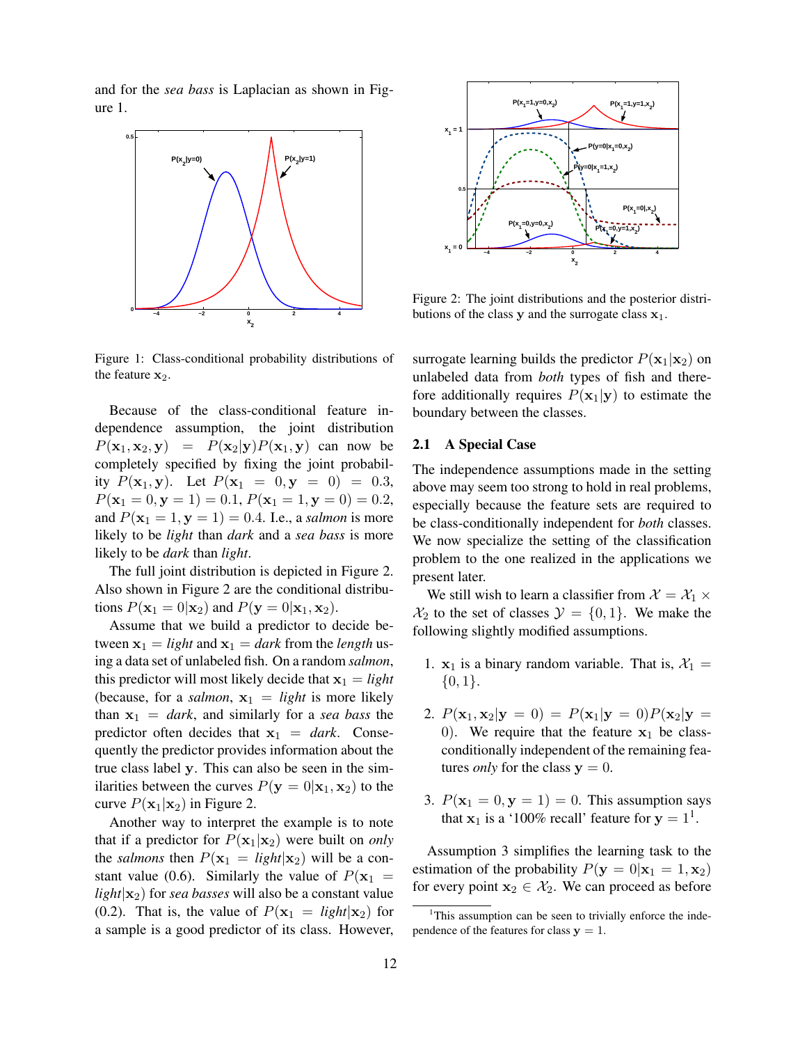and for the *sea bass* is Laplacian as shown in Figure 1.

Figure 1: Class-conditional probability distributions of the feature $\mathbf{x}_2$.

Because of the class-conditional feature independence assumption, the joint distribution $P(\mathbf{x}_1, \mathbf{x}_2, \mathbf{y}) = P(\mathbf{x}_2|\mathbf{y})P(\mathbf{x}_1, \mathbf{y})$ can now be completely specified by fixing the joint probability $P(\mathbf{x}_1, \mathbf{y})$. Let $P(\mathbf{x}_1 = 0, \mathbf{y} = 0) = 0.3$, $P(\mathbf{x}_1 = 0, \mathbf{y} = 1) = 0.1$, $P(\mathbf{x}_1 = 1, \mathbf{y} = 0) = 0.2$, and $P(\mathbf{x}_1 = 1, \mathbf{y} = 1) = 0.4$. I.e., a *salmon* is more likely to be *light* than *dark* and a *sea bass* is more likely to be *dark* than *light*.

The full joint distribution is depicted in Figure 2. Also shown in Figure 2 are the conditional distributions $P(\mathbf{x}_1 = 0|\mathbf{x}_2)$ and $P(\mathbf{y} = 0|\mathbf{x}_1, \mathbf{x}_2)$.

Assume that we build a predictor to decide between $\mathbf{x}_1 =$ *light* and $\mathbf{x}_1 =$ *dark* from the *length* using a data set of unlabeled fish. On a random *salmon*, this predictor will most likely decide that $\mathbf{x}_1 =$ *light* (because, for a *salmon*, $\mathbf{x}_1 =$ *light* is more likely than $\mathbf{x}_1 =$ *dark*, and similarly for a *sea bass* the predictor often decides that $\mathbf{x}_1 =$ *dark*. Consequently the predictor provides information about the true class label $\mathbf{y}$. This can also be seen in the similarities between the curves $P(\mathbf{y} = 0|\mathbf{x}_1, \mathbf{x}_2)$ to the curve $P(\mathbf{x}_1|\mathbf{x}_2)$ in Figure 2.

Another way to interpret the example is to note that if a predictor for $P(\mathbf{x}_1|\mathbf{x}_2)$ were built on *only* the *salmons* then $P(\mathbf{x}_1 =$ *light*$|\mathbf{x}_2)$ will be a constant value (0.6). Similarly the value of $P(\mathbf{x}_1 =$ *light*$|\mathbf{x}_2)$ for *sea basses* will also be a constant value (0.2). That is, the value of $P(\mathbf{x}_1 =$ *light*$|\mathbf{x}_2)$ for a sample is a good predictor of its class. However, surrogate learning builds the predictor $P(\mathbf{x}_1|\mathbf{x}_2)$ on unlabeled data from *both* types of fish and therefore additionally requires $P(\mathbf{x}_1|\mathbf{y})$ to estimate the boundary between the classes.

Figure 2: The joint distributions and the posterior distributions of the class $\mathbf{y}$ and the surrogate class $\mathbf{x}_1$.

### 2.1 A Special Case

The independence assumptions made in the setting above may seem too strong to hold in real problems, especially because the feature sets are required to be class-conditionally independent for *both* classes. We now specialize the setting of the classification problem to the one realized in the applications we present later.

We still wish to learn a classifier from $\mathcal{X} = \mathcal{X}_1 \times \mathcal{X}_2$ to the set of classes $\mathcal{Y} = \{0, 1\}$. We make the following slightly modified assumptions.

1. $\mathbf{x}_1$ is a binary random variable. That is, $\mathcal{X}_1 = \{0, 1\}$.

2. $P(\mathbf{x}_1, \mathbf{x}_2|\mathbf{y} = 0) = P(\mathbf{x}_1|\mathbf{y} = 0)P(\mathbf{x}_2|\mathbf{y} = 0)$. We require that the feature $\mathbf{x}_1$ be class-conditionally independent of the remaining features *only* for the class $\mathbf{y} = 0$.

3. $P(\mathbf{x}_1 = 0, \mathbf{y} = 1) = 0$. This assumption says that $\mathbf{x}_1$ is a '100% recall' feature for $\mathbf{y} = 1$[1].

Assumption 3 simplifies the learning task to the estimation of the probability $P(\mathbf{y} = 0|\mathbf{x}_1 = 1, \mathbf{x}_2)$ for every point $\mathbf{x}_2 \in \mathcal{X}_2$. We can proceed as before

[1] This assumption can be seen to trivially enforce the independence of the features for class $\mathbf{y} = 1$.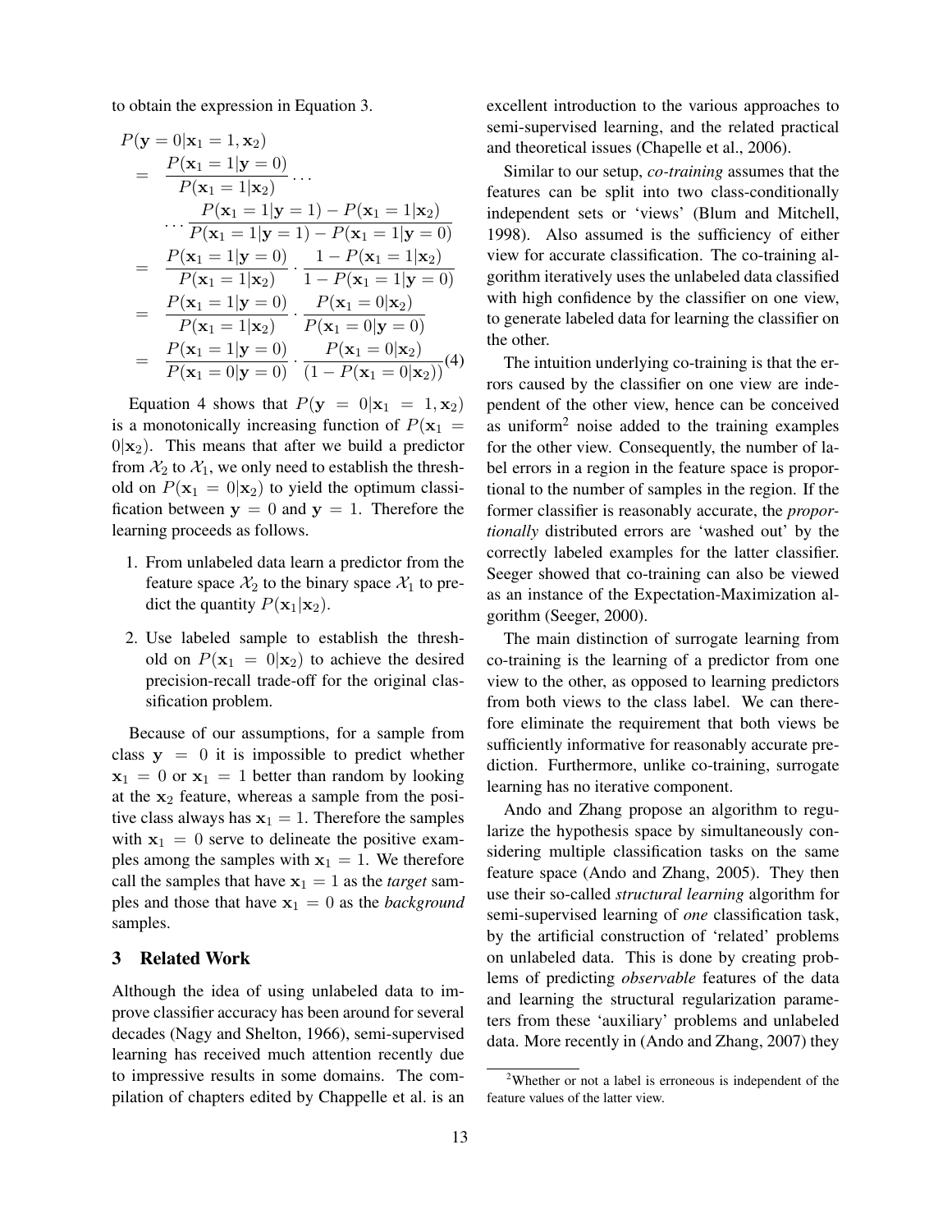to obtain the expression in Equation 3.

$$
\begin{aligned}
& P(\mathbf{y}=0|\mathbf{x}_1=1,\mathbf{x}_2) \\
&= \frac{P(\mathbf{x}_1=1|\mathbf{y}=0)}{P(\mathbf{x}_1=1|\mathbf{x}_2)}\cdots \\
&\quad \cdots \frac{P(\mathbf{x}_1=1|\mathbf{y}=1)-P(\mathbf{x}_1=1|\mathbf{x}_2)}{P(\mathbf{x}_1=1|\mathbf{y}=1)-P(\mathbf{x}_1=1|\mathbf{y}=0)} \\
&= \frac{P(\mathbf{x}_1=1|\mathbf{y}=0)}{P(\mathbf{x}_1=1|\mathbf{x}_2)}\cdot\frac{1-P(\mathbf{x}_1=1|\mathbf{x}_2)}{1-P(\mathbf{x}_1=1|\mathbf{y}=0)} \\
&= \frac{P(\mathbf{x}_1=1|\mathbf{y}=0)}{P(\mathbf{x}_1=1|\mathbf{x}_2)}\cdot\frac{P(\mathbf{x}_1=0|\mathbf{x}_2)}{P(\mathbf{x}_1=0|\mathbf{y}=0)} \\
&= \frac{P(\mathbf{x}_1=1|\mathbf{y}=0)}{P(\mathbf{x}_1=0|\mathbf{y}=0)}\cdot\frac{P(\mathbf{x}_1=0|\mathbf{x}_2)}{(1-P(\mathbf{x}_1=0|\mathbf{x}_2))} \quad (4)
\end{aligned}
$$

Equation 4 shows that $P(\mathbf{y}=0|\mathbf{x}_1=1,\mathbf{x}_2)$ is a monotonically increasing function of $P(\mathbf{x}_1=0|\mathbf{x}_2)$. This means that after we build a predictor from $\mathcal{X}_2$ to $\mathcal{X}_1$, we only need to establish the threshold on $P(\mathbf{x}_1=0|\mathbf{x}_2)$ to yield the optimum classification between $\mathbf{y}=0$ and $\mathbf{y}=1$. Therefore the learning proceeds as follows.

1. From unlabeled data learn a predictor from the feature space $\mathcal{X}_2$ to the binary space $\mathcal{X}_1$ to predict the quantity $P(\mathbf{x}_1|\mathbf{x}_2)$.
2. Use labeled sample to establish the threshold on $P(\mathbf{x}_1=0|\mathbf{x}_2)$ to achieve the desired precision-recall trade-off for the original classification problem.

Because of our assumptions, for a sample from class $\mathbf{y}=0$ it is impossible to predict whether $\mathbf{x}_1=0$ or $\mathbf{x}_1=1$ better than random by looking at the $\mathbf{x}_2$ feature, whereas a sample from the positive class always has $\mathbf{x}_1=1$. Therefore the samples with $\mathbf{x}_1=0$ serve to delineate the positive examples among the samples with $\mathbf{x}_1=1$. We therefore call the samples that have $\mathbf{x}_1=1$ as the *target* samples and those that have $\mathbf{x}_1=0$ as the *background* samples.

## 3 Related Work

Although the idea of using unlabeled data to improve classifier accuracy has been around for several decades (Nagy and Shelton, 1966), semi-supervised learning has received much attention recently due to impressive results in some domains. The compilation of chapters edited by Chappelle et al. is an excellent introduction to the various approaches to semi-supervised learning, and the related practical and theoretical issues (Chapelle et al., 2006).

Similar to our setup, *co-training* assumes that the features can be split into two class-conditionally independent sets or 'views' (Blum and Mitchell, 1998). Also assumed is the sufficiency of either view for accurate classification. The co-training algorithm iteratively uses the unlabeled data classified with high confidence by the classifier on one view, to generate labeled data for learning the classifier on the other.

The intuition underlying co-training is that the errors caused by the classifier on one view are independent of the other view, hence can be conceived as uniform[2] noise added to the training examples for the other view. Consequently, the number of label errors in a region in the feature space is proportional to the number of samples in the region. If the former classifier is reasonably accurate, the *proportionally* distributed errors are 'washed out' by the correctly labeled examples for the latter classifier. Seeger showed that co-training can also be viewed as an instance of the Expectation-Maximization algorithm (Seeger, 2000).

The main distinction of surrogate learning from co-training is the learning of a predictor from one view to the other, as opposed to learning predictors from both views to the class label. We can therefore eliminate the requirement that both views be sufficiently informative for reasonably accurate prediction. Furthermore, unlike co-training, surrogate learning has no iterative component.

Ando and Zhang propose an algorithm to regularize the hypothesis space by simultaneously considering multiple classification tasks on the same feature space (Ando and Zhang, 2005). They then use their so-called *structural learning* algorithm for semi-supervised learning of *one* classification task, by the artificial construction of 'related' problems on unlabeled data. This is done by creating problems of predicting *observable* features of the data and learning the structural regularization parameters from these 'auxiliary' problems and unlabeled data. More recently in (Ando and Zhang, 2007) they

[2] Whether or not a label is erroneous is independent of the feature values of the latter view.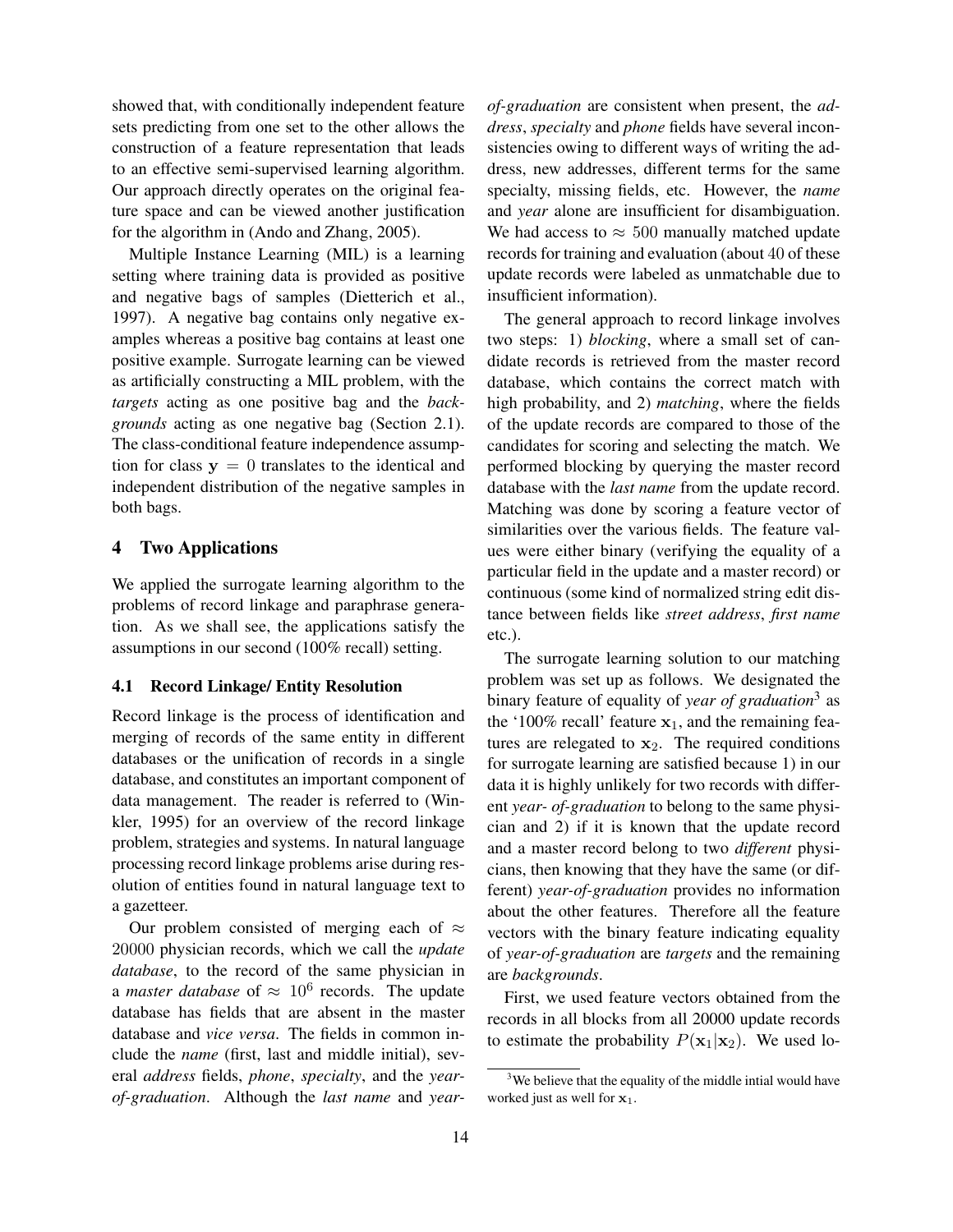showed that, with conditionally independent feature sets predicting from one set to the other allows the construction of a feature representation that leads to an effective semi-supervised learning algorithm. Our approach directly operates on the original feature space and can be viewed another justification for the algorithm in (Ando and Zhang, 2005).

Multiple Instance Learning (MIL) is a learning setting where training data is provided as positive and negative bags of samples (Dietterich et al., 1997). A negative bag contains only negative examples whereas a positive bag contains at least one positive example. Surrogate learning can be viewed as artificially constructing a MIL problem, with the *targets* acting as one positive bag and the *backgrounds* acting as one negative bag (Section 2.1). The class-conditional feature independence assumption for class $\mathbf{y} = 0$ translates to the identical and independent distribution of the negative samples in both bags.

## 4 Two Applications

We applied the surrogate learning algorithm to the problems of record linkage and paraphrase generation. As we shall see, the applications satisfy the assumptions in our second (100% recall) setting.

### 4.1 Record Linkage/ Entity Resolution

Record linkage is the process of identification and merging of records of the same entity in different databases or the unification of records in a single database, and constitutes an important component of data management. The reader is referred to (Winkler, 1995) for an overview of the record linkage problem, strategies and systems. In natural language processing record linkage problems arise during resolution of entities found in natural language text to a gazetteer.

Our problem consisted of merging each of $\approx 20000$ physician records, which we call the *update database*, to the record of the same physician in a *master database* of $\approx 10^6$ records. The update database has fields that are absent in the master database and *vice versa*. The fields in common include the *name* (first, last and middle initial), several *address* fields, *phone*, *specialty*, and the *year-of-graduation*. Although the *last name* and *year-of-graduation* are consistent when present, the *address*, *specialty* and *phone* fields have several inconsistencies owing to different ways of writing the address, new addresses, different terms for the same specialty, missing fields, etc. However, the *name* and *year* alone are insufficient for disambiguation. We had access to $\approx 500$ manually matched update records for training and evaluation (about 40 of these update records were labeled as unmatchable due to insufficient information).

The general approach to record linkage involves two steps: 1) *blocking*, where a small set of candidate records is retrieved from the master record database, which contains the correct match with high probability, and 2) *matching*, where the fields of the update records are compared to those of the candidates for scoring and selecting the match. We performed blocking by querying the master record database with the *last name* from the update record. Matching was done by scoring a feature vector of similarities over the various fields. The feature values were either binary (verifying the equality of a particular field in the update and a master record) or continuous (some kind of normalized string edit distance between fields like *street address*, *first name* etc.).

The surrogate learning solution to our matching problem was set up as follows. We designated the binary feature of equality of *year of graduation*[3] as the '100% recall' feature $\mathbf{x}_1$, and the remaining features are relegated to $\mathbf{x}_2$. The required conditions for surrogate learning are satisfied because 1) in our data it is highly unlikely for two records with different *year- of-graduation* to belong to the same physician and 2) if it is known that the update record and a master record belong to two *different* physicians, then knowing that they have the same (or different) *year-of-graduation* provides no information about the other features. Therefore all the feature vectors with the binary feature indicating equality of *year-of-graduation* are *targets* and the remaining are *backgrounds*.

First, we used feature vectors obtained from the records in all blocks from all 20000 update records to estimate the probability $P(\mathbf{x}_1|\mathbf{x}_2)$. We used lo-

[3]We believe that the equality of the middle intial would have worked just as well for $\mathbf{x}_1$.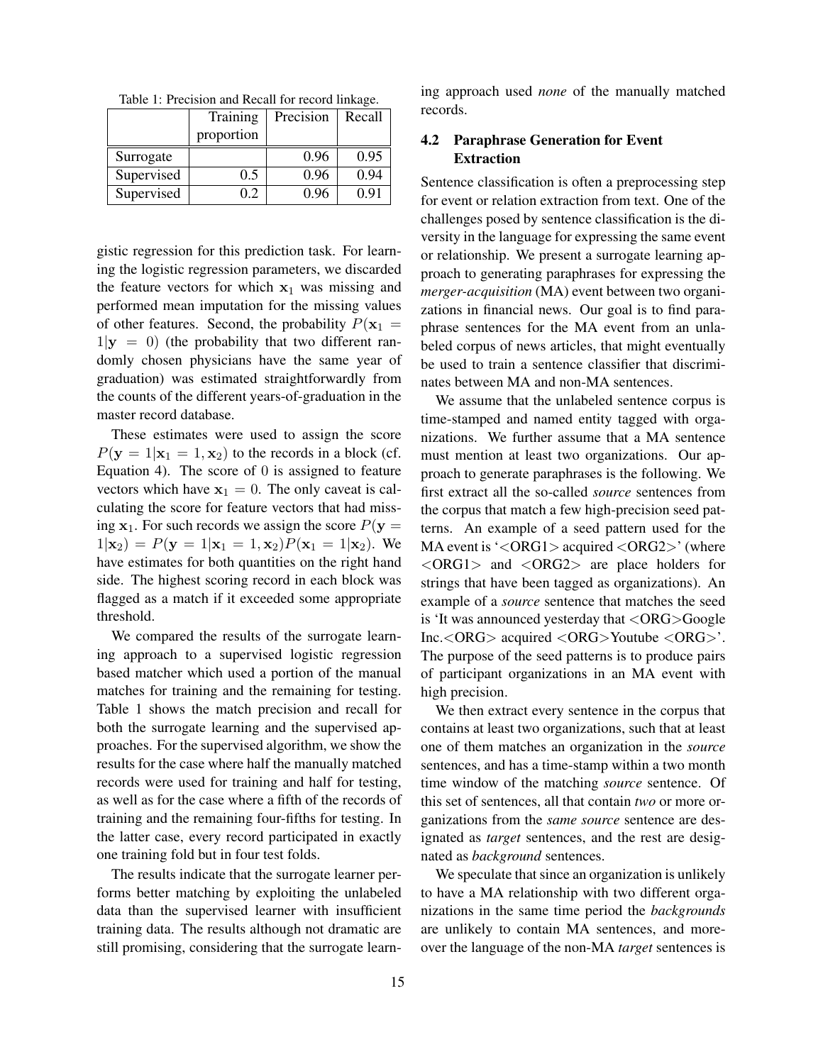Table 1: Precision and Recall for record linkage.

| | Training proportion | Precision | Recall |
|---|---|---|---|
| Surrogate | | 0.96 | 0.95 |
| Supervised | 0.5 | 0.96 | 0.94 |
| Supervised | 0.2 | 0.96 | 0.91 |

gistic regression for this prediction task. For learning the logistic regression parameters, we discarded the feature vectors for which $\mathbf{x}_1$ was missing and performed mean imputation for the missing values of other features. Second, the probability $P(\mathbf{x}_1 = 1|\mathbf{y} = 0)$ (the probability that two different randomly chosen physicians have the same year of graduation) was estimated straightforwardly from the counts of the different years-of-graduation in the master record database.

These estimates were used to assign the score $P(\mathbf{y} = 1|\mathbf{x}_1 = 1, \mathbf{x}_2)$ to the records in a block (cf. Equation 4). The score of 0 is assigned to feature vectors which have $\mathbf{x}_1 = 0$. The only caveat is calculating the score for feature vectors that had missing $\mathbf{x}_1$. For such records we assign the score $P(\mathbf{y} = 1|\mathbf{x}_2) = P(\mathbf{y} = 1|\mathbf{x}_1 = 1, \mathbf{x}_2)P(\mathbf{x}_1 = 1|\mathbf{x}_2)$. We have estimates for both quantities on the right hand side. The highest scoring record in each block was flagged as a match if it exceeded some appropriate threshold.

We compared the results of the surrogate learning approach to a supervised logistic regression based matcher which used a portion of the manual matches for training and the remaining for testing. Table 1 shows the match precision and recall for both the surrogate learning and the supervised approaches. For the supervised algorithm, we show the results for the case where half the manually matched records were used for training and half for testing, as well as for the case where a fifth of the records of training and the remaining four-fifths for testing. In the latter case, every record participated in exactly one training fold but in four test folds.

The results indicate that the surrogate learner performs better matching by exploiting the unlabeled data than the supervised learner with insufficient training data. The results although not dramatic are still promising, considering that the surrogate learning approach used *none* of the manually matched records.

## 4.2 Paraphrase Generation for Event Extraction

Sentence classification is often a preprocessing step for event or relation extraction from text. One of the challenges posed by sentence classification is the diversity in the language for expressing the same event or relationship. We present a surrogate learning approach to generating paraphrases for expressing the *merger-acquisition* (MA) event between two organizations in financial news. Our goal is to find paraphrase sentences for the MA event from an unlabeled corpus of news articles, that might eventually be used to train a sentence classifier that discriminates between MA and non-MA sentences.

We assume that the unlabeled sentence corpus is time-stamped and named entity tagged with organizations. We further assume that a MA sentence must mention at least two organizations. Our approach to generate paraphrases is the following. We first extract all the so-called *source* sentences from the corpus that match a few high-precision seed patterns. An example of a seed pattern used for the MA event is '<ORG1> acquired <ORG2>' (where <ORG1> and <ORG2> are place holders for strings that have been tagged as organizations). An example of a *source* sentence that matches the seed is 'It was announced yesterday that <ORG>Google Inc.<ORG> acquired <ORG>Youtube <ORG>'. The purpose of the seed patterns is to produce pairs of participant organizations in an MA event with high precision.

We then extract every sentence in the corpus that contains at least two organizations, such that at least one of them matches an organization in the *source* sentences, and has a time-stamp within a two month time window of the matching *source* sentence. Of this set of sentences, all that contain *two* or more organizations from the *same source* sentence are designated as *target* sentences, and the rest are designated as *background* sentences.

We speculate that since an organization is unlikely to have a MA relationship with two different organizations in the same time period the *backgrounds* are unlikely to contain MA sentences, and moreover the language of the non-MA *target* sentences is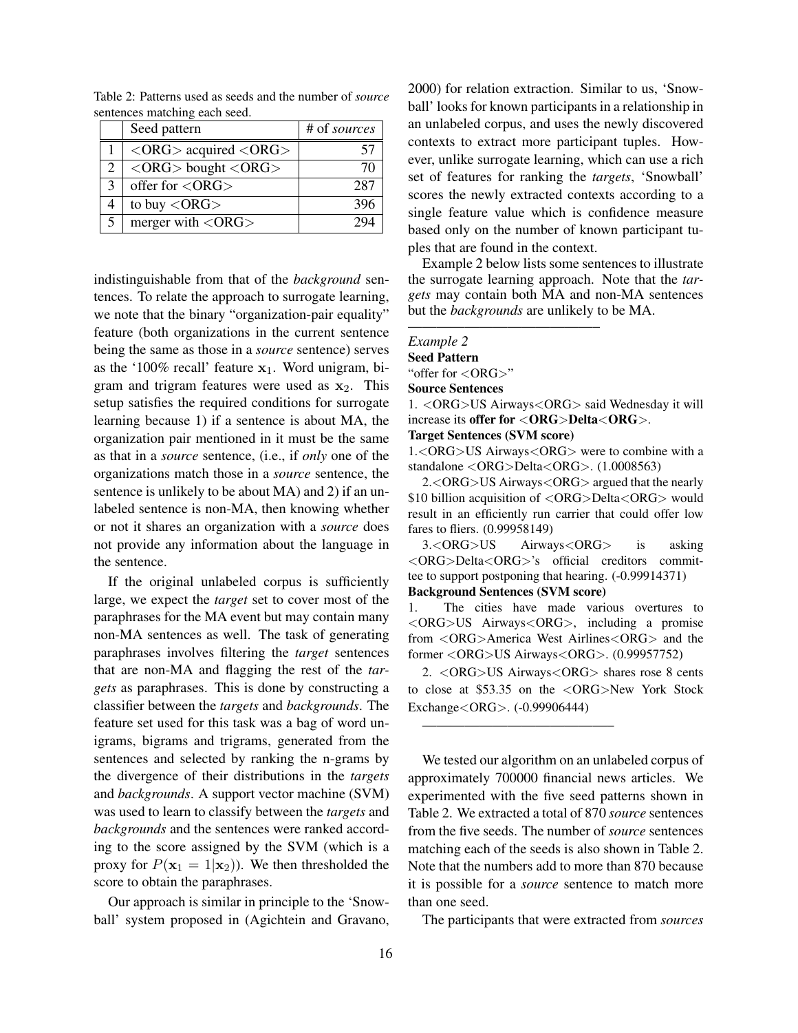Table 2: Patterns used as seeds and the number of *source* sentences matching each seed.

| | Seed pattern | # of *sources* |
|---|---|---|
| 1 | <ORG> acquired <ORG> | 57 |
| 2 | <ORG> bought <ORG> | 70 |
| 3 | offer for <ORG> | 287 |
| 4 | to buy <ORG> | 396 |
| 5 | merger with <ORG> | 294 |

indistinguishable from that of the *background* sentences. To relate the approach to surrogate learning, we note that the binary "organization-pair equality" feature (both organizations in the current sentence being the same as those in a *source* sentence) serves as the '100% recall' feature $\mathbf{x}_1$. Word unigram, bigram and trigram features were used as $\mathbf{x}_2$. This setup satisfies the required conditions for surrogate learning because 1) if a sentence is about MA, the organization pair mentioned in it must be the same as that in a *source* sentence, (i.e., if *only* one of the organizations match those in a *source* sentence, the sentence is unlikely to be about MA) and 2) if an unlabeled sentence is non-MA, then knowing whether or not it shares an organization with a *source* does not provide any information about the language in the sentence.

If the original unlabeled corpus is sufficiently large, we expect the *target* set to cover most of the paraphrases for the MA event but may contain many non-MA sentences as well. The task of generating paraphrases involves filtering the *target* sentences that are non-MA and flagging the rest of the *targets* as paraphrases. This is done by constructing a classifier between the *targets* and *backgrounds*. The feature set used for this task was a bag of word unigrams, bigrams and trigrams, generated from the sentences and selected by ranking the n-grams by the divergence of their distributions in the *targets* and *backgrounds*. A support vector machine (SVM) was used to learn to classify between the *targets* and *backgrounds* and the sentences were ranked according to the score assigned by the SVM (which is a proxy for $P(\mathbf{x}_1 = 1|\mathbf{x}_2)$). We then thresholded the score to obtain the paraphrases.

Our approach is similar in principle to the 'Snowball' system proposed in (Agichtein and Gravano, 2000) for relation extraction. Similar to us, 'Snowball' looks for known participants in a relationship in an unlabeled corpus, and uses the newly discovered contexts to extract more participant tuples. However, unlike surrogate learning, which can use a rich set of features for ranking the *targets*, 'Snowball' scores the newly extracted contexts according to a single feature value which is confidence measure based only on the number of known participant tuples that are found in the context.

Example 2 below lists some sentences to illustrate the surrogate learning approach. Note that the *targets* may contain both MA and non-MA sentences but the *backgrounds* are unlikely to be MA.

---

*Example 2*

**Seed Pattern**

"offer for <ORG>"

**Source Sentences**

1. <ORG>US Airways<ORG> said Wednesday it will increase its **offer for <ORG>Delta<ORG>**.

**Target Sentences (SVM score)**

1.<ORG>US Airways<ORG> were to combine with a standalone <ORG>Delta<ORG>. (1.0008563)

2.<ORG>US Airways<ORG> argued that the nearly $10 billion acquisition of <ORG>Delta<ORG> would result in an efficiently run carrier that could offer low fares to fliers. (0.99958149)

3.<ORG>US Airways<ORG> is asking <ORG>Delta<ORG>'s official creditors committee to support postponing that hearing. (-0.99914371)

**Background Sentences (SVM score)**

1. The cities have made various overtures to <ORG>US Airways<ORG>, including a promise from <ORG>America West Airlines<ORG> and the former <ORG>US Airways<ORG>. (0.99957752)

2. <ORG>US Airways<ORG> shares rose 8 cents to close at $53.35 on the <ORG>New York Stock Exchange<ORG>. (-0.99906444)

---

We tested our algorithm on an unlabeled corpus of approximately 700000 financial news articles. We experimented with the five seed patterns shown in Table 2. We extracted a total of 870 *source* sentences from the five seeds. The number of *source* sentences matching each of the seeds is also shown in Table 2. Note that the numbers add to more than 870 because it is possible for a *source* sentence to match more than one seed.

The participants that were extracted from *sources*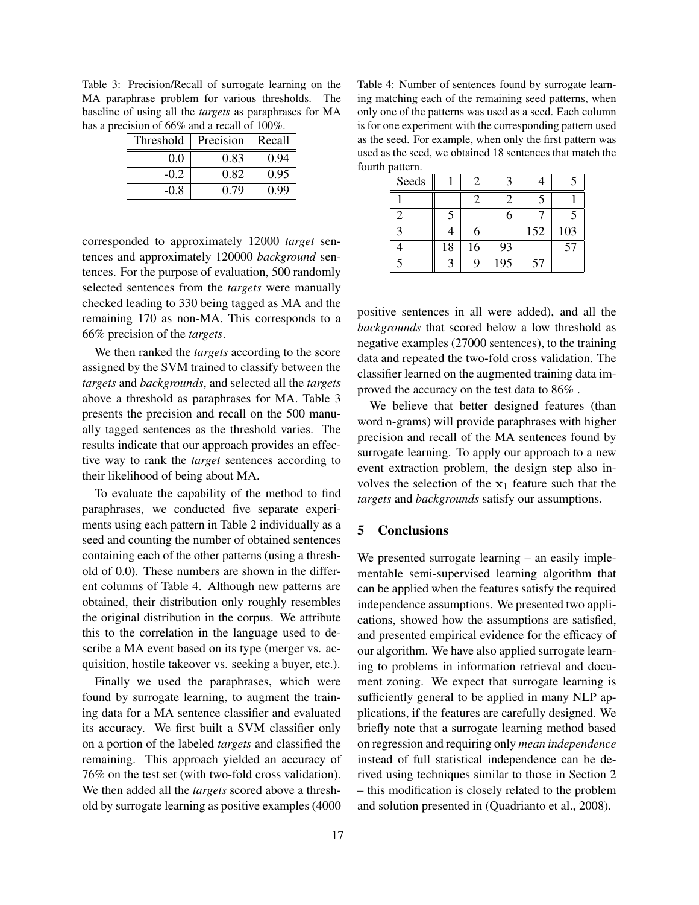Table 3: Precision/Recall of surrogate learning on the MA paraphrase problem for various thresholds. The baseline of using all the *targets* as paraphrases for MA has a precision of 66% and a recall of 100%.

| Threshold | Precision | Recall |
|---|---|---|
| 0.0 | 0.83 | 0.94 |
| -0.2 | 0.82 | 0.95 |
| -0.8 | 0.79 | 0.99 |

corresponded to approximately 12000 *target* sentences and approximately 120000 *background* sentences. For the purpose of evaluation, 500 randomly selected sentences from the *targets* were manually checked leading to 330 being tagged as MA and the remaining 170 as non-MA. This corresponds to a 66% precision of the *targets*.

We then ranked the *targets* according to the score assigned by the SVM trained to classify between the *targets* and *backgrounds*, and selected all the *targets* above a threshold as paraphrases for MA. Table 3 presents the precision and recall on the 500 manually tagged sentences as the threshold varies. The results indicate that our approach provides an effective way to rank the *target* sentences according to their likelihood of being about MA.

To evaluate the capability of the method to find paraphrases, we conducted five separate experiments using each pattern in Table 2 individually as a seed and counting the number of obtained sentences containing each of the other patterns (using a threshold of 0.0). These numbers are shown in the different columns of Table 4. Although new patterns are obtained, their distribution only roughly resembles the original distribution in the corpus. We attribute this to the correlation in the language used to describe a MA event based on its type (merger vs. acquisition, hostile takeover vs. seeking a buyer, etc.).

Finally we used the paraphrases, which were found by surrogate learning, to augment the training data for a MA sentence classifier and evaluated its accuracy. We first built a SVM classifier only on a portion of the labeled *targets* and classified the remaining. This approach yielded an accuracy of 76% on the test set (with two-fold cross validation). We then added all the *targets* scored above a threshold by surrogate learning as positive examples (4000 positive sentences in all were added), and all the *backgrounds* that scored below a low threshold as negative examples (27000 sentences), to the training data and repeated the two-fold cross validation. The classifier learned on the augmented training data improved the accuracy on the test data to 86% .

Table 4: Number of sentences found by surrogate learning matching each of the remaining seed patterns, when only one of the patterns was used as a seed. Each column is for one experiment with the corresponding pattern used as the seed. For example, when only the first pattern was used as the seed, we obtained 18 sentences that match the fourth pattern.

| Seeds | 1 | 2 | 3 | 4 | 5 |
|---|---|---|---|---|---|
| 1 | | 2 | 2 | 5 | 1 |
| 2 | 5 | | 6 | 7 | 5 |
| 3 | 4 | 6 | | 152 | 103 |
| 4 | 18 | 16 | 93 | | 57 |
| 5 | 3 | 9 | 195 | 57 | |

We believe that better designed features (than word n-grams) will provide paraphrases with higher precision and recall of the MA sentences found by surrogate learning. To apply our approach to a new event extraction problem, the design step also involves the selection of the $\mathbf{x}_1$ feature such that the *targets* and *backgrounds* satisfy our assumptions.

## 5 Conclusions

We presented surrogate learning – an easily implementable semi-supervised learning algorithm that can be applied when the features satisfy the required independence assumptions. We presented two applications, showed how the assumptions are satisfied, and presented empirical evidence for the efficacy of our algorithm. We have also applied surrogate learning to problems in information retrieval and document zoning. We expect that surrogate learning is sufficiently general to be applied in many NLP applications, if the features are carefully designed. We briefly note that a surrogate learning method based on regression and requiring only *mean independence* instead of full statistical independence can be derived using techniques similar to those in Section 2 – this modification is closely related to the problem and solution presented in (Quadrianto et al., 2008).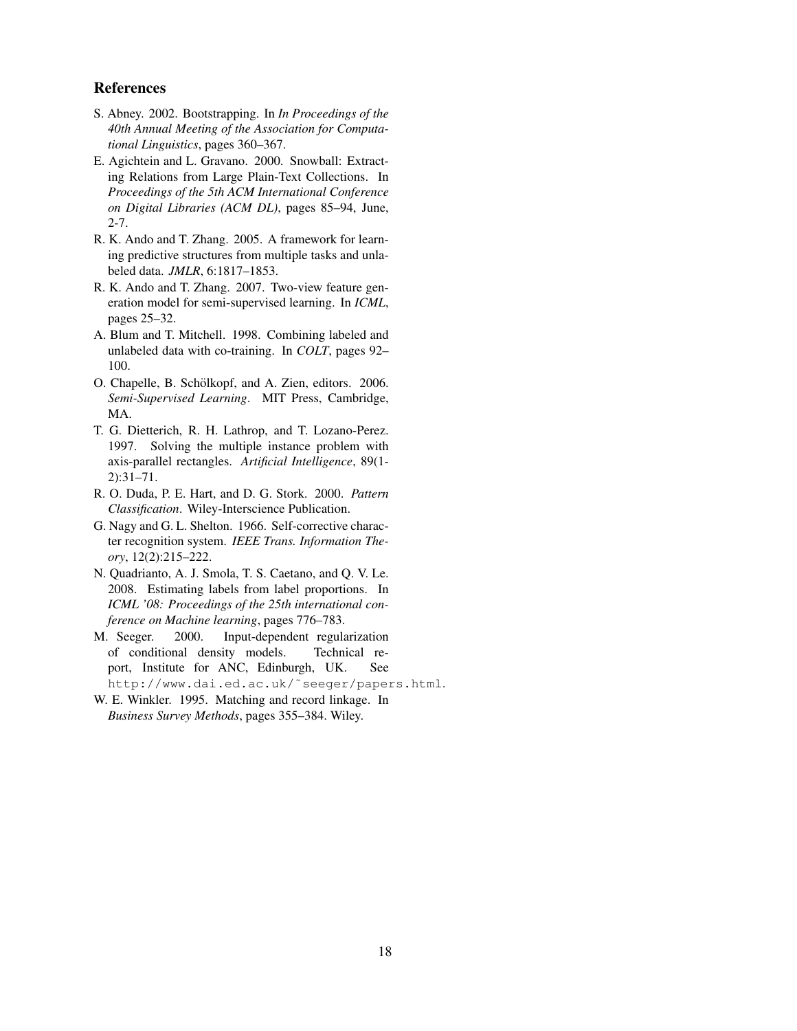## References

S. Abney. 2002. Bootstrapping. In *In Proceedings of the 40th Annual Meeting of the Association for Computational Linguistics*, pages 360–367.

E. Agichtein and L. Gravano. 2000. Snowball: Extracting Relations from Large Plain-Text Collections. In *Proceedings of the 5th ACM International Conference on Digital Libraries (ACM DL)*, pages 85–94, June, 2-7.

R. K. Ando and T. Zhang. 2005. A framework for learning predictive structures from multiple tasks and unlabeled data. *JMLR*, 6:1817–1853.

R. K. Ando and T. Zhang. 2007. Two-view feature generation model for semi-supervised learning. In *ICML*, pages 25–32.

A. Blum and T. Mitchell. 1998. Combining labeled and unlabeled data with co-training. In *COLT*, pages 92–100.

O. Chapelle, B. Schölkopf, and A. Zien, editors. 2006. *Semi-Supervised Learning*. MIT Press, Cambridge, MA.

T. G. Dietterich, R. H. Lathrop, and T. Lozano-Perez. 1997. Solving the multiple instance problem with axis-parallel rectangles. *Artificial Intelligence*, 89(1-2):31–71.

R. O. Duda, P. E. Hart, and D. G. Stork. 2000. *Pattern Classification*. Wiley-Interscience Publication.

G. Nagy and G. L. Shelton. 1966. Self-corrective character recognition system. *IEEE Trans. Information Theory*, 12(2):215–222.

N. Quadrianto, A. J. Smola, T. S. Caetano, and Q. V. Le. 2008. Estimating labels from label proportions. In *ICML '08: Proceedings of the 25th international conference on Machine learning*, pages 776–783.

M. Seeger. 2000. Input-dependent regularization of conditional density models. Technical report, Institute for ANC, Edinburgh, UK. See `http://www.dai.ed.ac.uk/~seeger/papers.html`.

W. E. Winkler. 1995. Matching and record linkage. In *Business Survey Methods*, pages 355–384. Wiley.